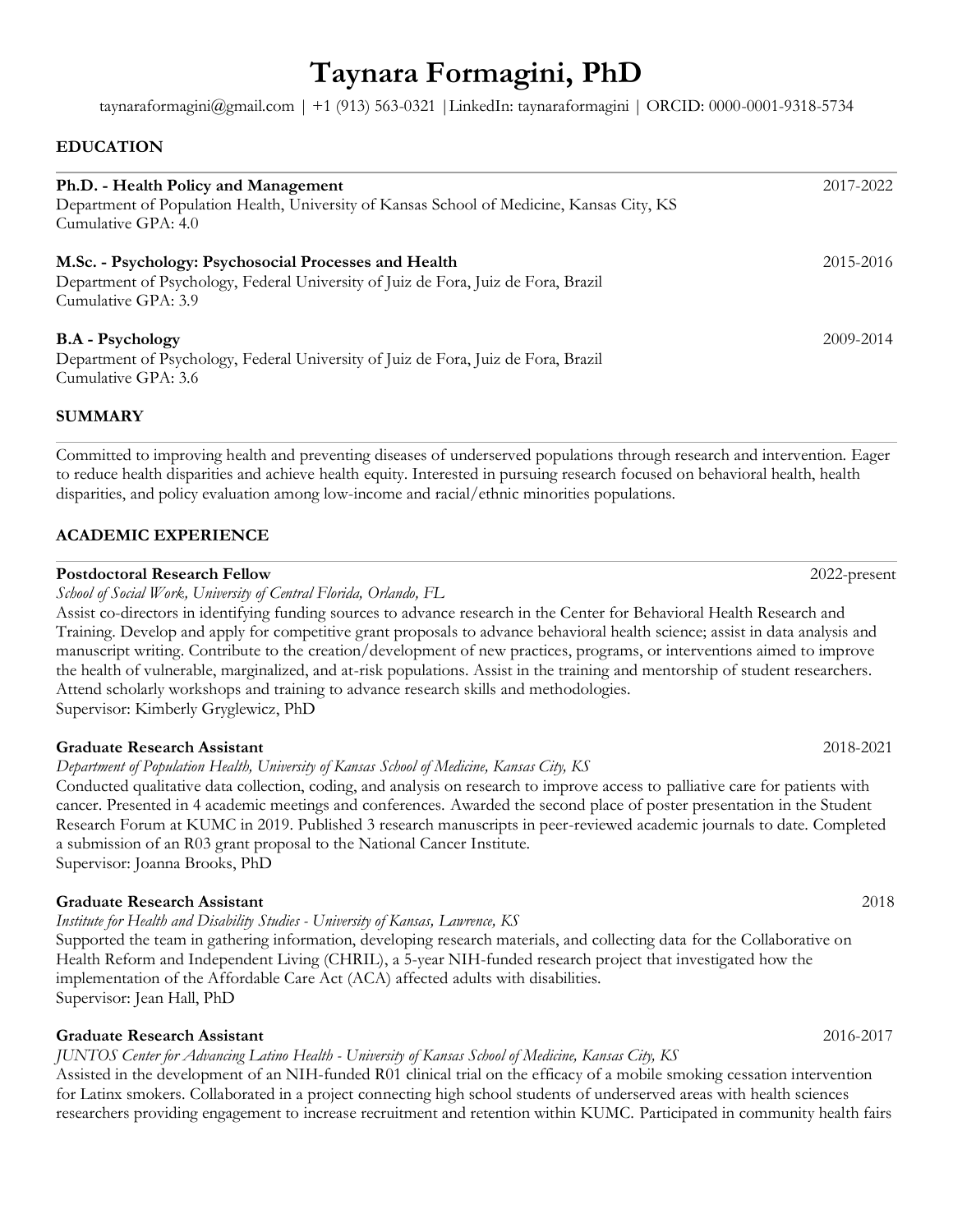# Taynara Formagini, PhD

taynaraformagini@gmail.com | +1 (913) 563-0321 |LinkedIn: taynaraformagini | ORCID: 0000-0001-9318-5734

## EDUCATION

**Ph.D. - Health Policy and Management** 2017-2022
Department of Population Health, University of Kansas School of Medicine, Kansas City, KS
Cumulative GPA: 4.0

**M.Sc. - Psychology: Psychosocial Processes and Health** 2015-2016
Department of Psychology, Federal University of Juiz de Fora, Juiz de Fora, Brazil
Cumulative GPA: 3.9

**B.A - Psychology** 2009-2014
Department of Psychology, Federal University of Juiz de Fora, Juiz de Fora, Brazil
Cumulative GPA: 3.6

## SUMMARY

Committed to improving health and preventing diseases of underserved populations through research and intervention. Eager to reduce health disparities and achieve health equity. Interested in pursuing research focused on behavioral health, health disparities, and policy evaluation among low-income and racial/ethnic minorities populations.

## ACADEMIC EXPERIENCE

**Postdoctoral Research Fellow** 2022-present
*School of Social Work, University of Central Florida, Orlando, FL*
Assist co-directors in identifying funding sources to advance research in the Center for Behavioral Health Research and Training. Develop and apply for competitive grant proposals to advance behavioral health science; assist in data analysis and manuscript writing. Contribute to the creation/development of new practices, programs, or interventions aimed to improve the health of vulnerable, marginalized, and at-risk populations. Assist in the training and mentorship of student researchers. Attend scholarly workshops and training to advance research skills and methodologies.
Supervisor: Kimberly Gryglewicz, PhD

**Graduate Research Assistant** 2018-2021
*Department of Population Health, University of Kansas School of Medicine, Kansas City, KS*
Conducted qualitative data collection, coding, and analysis on research to improve access to palliative care for patients with cancer. Presented in 4 academic meetings and conferences. Awarded the second place of poster presentation in the Student Research Forum at KUMC in 2019. Published 3 research manuscripts in peer-reviewed academic journals to date. Completed a submission of an R03 grant proposal to the National Cancer Institute.
Supervisor: Joanna Brooks, PhD

**Graduate Research Assistant** 2018
*Institute for Health and Disability Studies - University of Kansas, Lawrence, KS*
Supported the team in gathering information, developing research materials, and collecting data for the Collaborative on Health Reform and Independent Living (CHRIL), a 5-year NIH-funded research project that investigated how the implementation of the Affordable Care Act (ACA) affected adults with disabilities.
Supervisor: Jean Hall, PhD

**Graduate Research Assistant** 2016-2017
*JUNTOS Center for Advancing Latino Health - University of Kansas School of Medicine, Kansas City, KS*
Assisted in the development of an NIH-funded R01 clinical trial on the efficacy of a mobile smoking cessation intervention for Latinx smokers. Collaborated in a project connecting high school students of underserved areas with health sciences researchers providing engagement to increase recruitment and retention within KUMC. Participated in community health fairs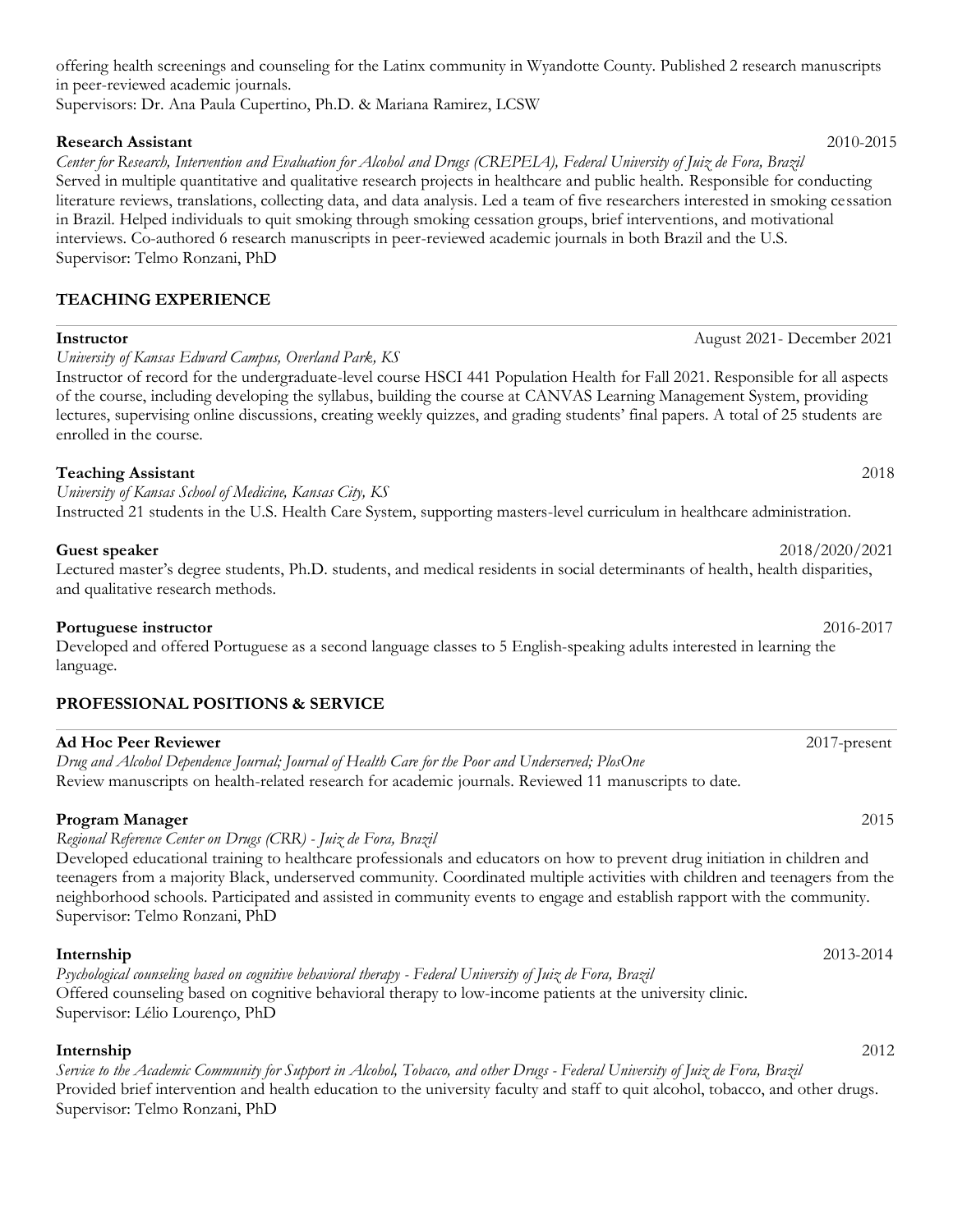offering health screenings and counseling for the Latinx community in Wyandotte County. Published 2 research manuscripts in peer-reviewed academic journals.
Supervisors: Dr. Ana Paula Cupertino, Ph.D. & Mariana Ramirez, LCSW

**Research Assistant** 2010-2015
*Center for Research, Intervention and Evaluation for Alcohol and Drugs (CREPEIA), Federal University of Juiz de Fora, Brazil*
Served in multiple quantitative and qualitative research projects in healthcare and public health. Responsible for conducting literature reviews, translations, collecting data, and data analysis. Led a team of five researchers interested in smoking cessation in Brazil. Helped individuals to quit smoking through smoking cessation groups, brief interventions, and motivational interviews. Co-authored 6 research manuscripts in peer-reviewed academic journals in both Brazil and the U.S.
Supervisor: Telmo Ronzani, PhD

## TEACHING EXPERIENCE

**Instructor** August 2021- December 2021
*University of Kansas Edward Campus, Overland Park, KS*
Instructor of record for the undergraduate-level course HSCI 441 Population Health for Fall 2021. Responsible for all aspects of the course, including developing the syllabus, building the course at CANVAS Learning Management System, providing lectures, supervising online discussions, creating weekly quizzes, and grading students' final papers. A total of 25 students are enrolled in the course.

**Teaching Assistant** 2018
*University of Kansas School of Medicine, Kansas City, KS*
Instructed 21 students in the U.S. Health Care System, supporting masters-level curriculum in healthcare administration.

**Guest speaker** 2018/2020/2021
Lectured master's degree students, Ph.D. students, and medical residents in social determinants of health, health disparities, and qualitative research methods.

**Portuguese instructor** 2016-2017
Developed and offered Portuguese as a second language classes to 5 English-speaking adults interested in learning the language.

## PROFESSIONAL POSITIONS & SERVICE

**Ad Hoc Peer Reviewer** 2017-present
*Drug and Alcohol Dependence Journal; Journal of Health Care for the Poor and Underserved; PlosOne*
Review manuscripts on health-related research for academic journals. Reviewed 11 manuscripts to date.

**Program Manager** 2015
*Regional Reference Center on Drugs (CRR) - Juiz de Fora, Brazil*
Developed educational training to healthcare professionals and educators on how to prevent drug initiation in children and teenagers from a majority Black, underserved community. Coordinated multiple activities with children and teenagers from the neighborhood schools. Participated and assisted in community events to engage and establish rapport with the community.
Supervisor: Telmo Ronzani, PhD

**Internship** 2013-2014
*Psychological counseling based on cognitive behavioral therapy - Federal University of Juiz de Fora, Brazil*
Offered counseling based on cognitive behavioral therapy to low-income patients at the university clinic.
Supervisor: Lélio Lourenço, PhD

**Internship** 2012
*Service to the Academic Community for Support in Alcohol, Tobacco, and other Drugs - Federal University of Juiz de Fora, Brazil*
Provided brief intervention and health education to the university faculty and staff to quit alcohol, tobacco, and other drugs.
Supervisor: Telmo Ronzani, PhD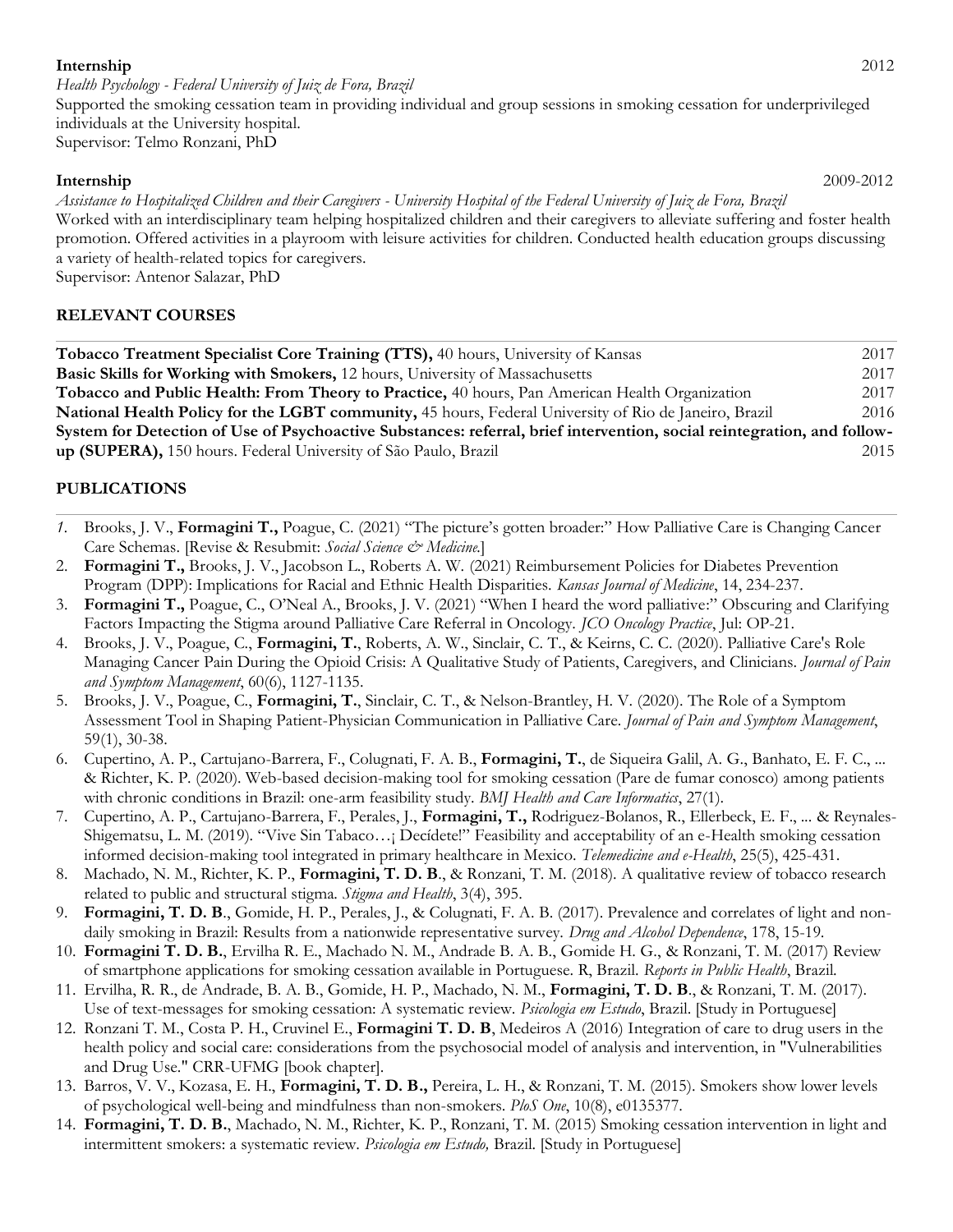**Internship** 2012

*Health Psychology - Federal University of Juiz de Fora, Brazil*

Supported the smoking cessation team in providing individual and group sessions in smoking cessation for underprivileged individuals at the University hospital.

Supervisor: Telmo Ronzani, PhD

**Internship** 2009-2012

*Assistance to Hospitalized Children and their Caregivers - University Hospital of the Federal University of Juiz de Fora, Brazil*

Worked with an interdisciplinary team helping hospitalized children and their caregivers to alleviate suffering and foster health promotion. Offered activities in a playroom with leisure activities for children. Conducted health education groups discussing a variety of health-related topics for caregivers.

Supervisor: Antenor Salazar, PhD

## RELEVANT COURSES

**Tobacco Treatment Specialist Core Training (TTS),** 40 hours, University of Kansas 2017

**Basic Skills for Working with Smokers,** 12 hours, University of Massachusetts 2017

**Tobacco and Public Health: From Theory to Practice,** 40 hours, Pan American Health Organization 2017

**National Health Policy for the LGBT community,** 45 hours, Federal University of Rio de Janeiro, Brazil 2016

**System for Detection of Use of Psychoactive Substances: referral, brief intervention, social reintegration, and follow-up (SUPERA),** 150 hours. Federal University of São Paulo, Brazil 2015

## PUBLICATIONS

1. Brooks, J. V., **Formagini T.,** Poague, C. (2021) "The picture's gotten broader:" How Palliative Care is Changing Cancer Care Schemas. [Revise & Resubmit: *Social Science & Medicine.*]
2. **Formagini T.,** Brooks, J. V., Jacobson L., Roberts A. W. (2021) Reimbursement Policies for Diabetes Prevention Program (DPP): Implications for Racial and Ethnic Health Disparities. *Kansas Journal of Medicine*, 14, 234-237.
3. **Formagini T.,** Poague, C., O'Neal A., Brooks, J. V. (2021) "When I heard the word palliative:" Obscuring and Clarifying Factors Impacting the Stigma around Palliative Care Referral in Oncology. *JCO Oncology Practice*, Jul: OP-21.
4. Brooks, J. V., Poague, C., **Formagini, T.**, Roberts, A. W., Sinclair, C. T., & Keirns, C. C. (2020). Palliative Care's Role Managing Cancer Pain During the Opioid Crisis: A Qualitative Study of Patients, Caregivers, and Clinicians. *Journal of Pain and Symptom Management*, 60(6), 1127-1135.
5. Brooks, J. V., Poague, C., **Formagini, T.**, Sinclair, C. T., & Nelson-Brantley, H. V. (2020). The Role of a Symptom Assessment Tool in Shaping Patient-Physician Communication in Palliative Care. *Journal of Pain and Symptom Management*, 59(1), 30-38.
6. Cupertino, A. P., Cartujano-Barrera, F., Colugnati, F. A. B., **Formagini, T.**, de Siqueira Galil, A. G., Banhato, E. F. C., ... & Richter, K. P. (2020). Web-based decision-making tool for smoking cessation (Pare de fumar conosco) among patients with chronic conditions in Brazil: one-arm feasibility study. *BMJ Health and Care Informatics*, 27(1).
7. Cupertino, A. P., Cartujano-Barrera, F., Perales, J., **Formagini, T.,** Rodriguez-Bolanos, R., Ellerbeck, E. F., ... & Reynales-Shigematsu, L. M. (2019). "Vive Sin Tabaco…¡ Decídete!" Feasibility and acceptability of an e-Health smoking cessation informed decision-making tool integrated in primary healthcare in Mexico. *Telemedicine and e-Health*, 25(5), 425-431.
8. Machado, N. M., Richter, K. P., **Formagini, T. D. B**., & Ronzani, T. M. (2018). A qualitative review of tobacco research related to public and structural stigma. *Stigma and Health*, 3(4), 395.
9. **Formagini, T. D. B**., Gomide, H. P., Perales, J., & Colugnati, F. A. B. (2017). Prevalence and correlates of light and non-daily smoking in Brazil: Results from a nationwide representative survey. *Drug and Alcohol Dependence*, 178, 15-19.
10. **Formagini T. D. B.**, Ervilha R. E., Machado N. M., Andrade B. A. B., Gomide H. G., & Ronzani, T. M. (2017) Review of smartphone applications for smoking cessation available in Portuguese. R, Brazil. *Reports in Public Health*, Brazil.
11. Ervilha, R. R., de Andrade, B. A. B., Gomide, H. P., Machado, N. M., **Formagini, T. D. B**., & Ronzani, T. M. (2017). Use of text-messages for smoking cessation: A systematic review. *Psicologia em Estudo*, Brazil. [Study in Portuguese]
12. Ronzani T. M., Costa P. H., Cruvinel E., **Formagini T. D. B**, Medeiros A (2016) Integration of care to drug users in the health policy and social care: considerations from the psychosocial model of analysis and intervention, in "Vulnerabilities and Drug Use." CRR-UFMG [book chapter].
13. Barros, V. V., Kozasa, E. H., **Formagini, T. D. B.,** Pereira, L. H., & Ronzani, T. M. (2015). Smokers show lower levels of psychological well-being and mindfulness than non-smokers. *PloS One*, 10(8), e0135377.
14. **Formagini, T. D. B.**, Machado, N. M., Richter, K. P., Ronzani, T. M. (2015) Smoking cessation intervention in light and intermittent smokers: a systematic review. *Psicologia em Estudo,* Brazil. [Study in Portuguese]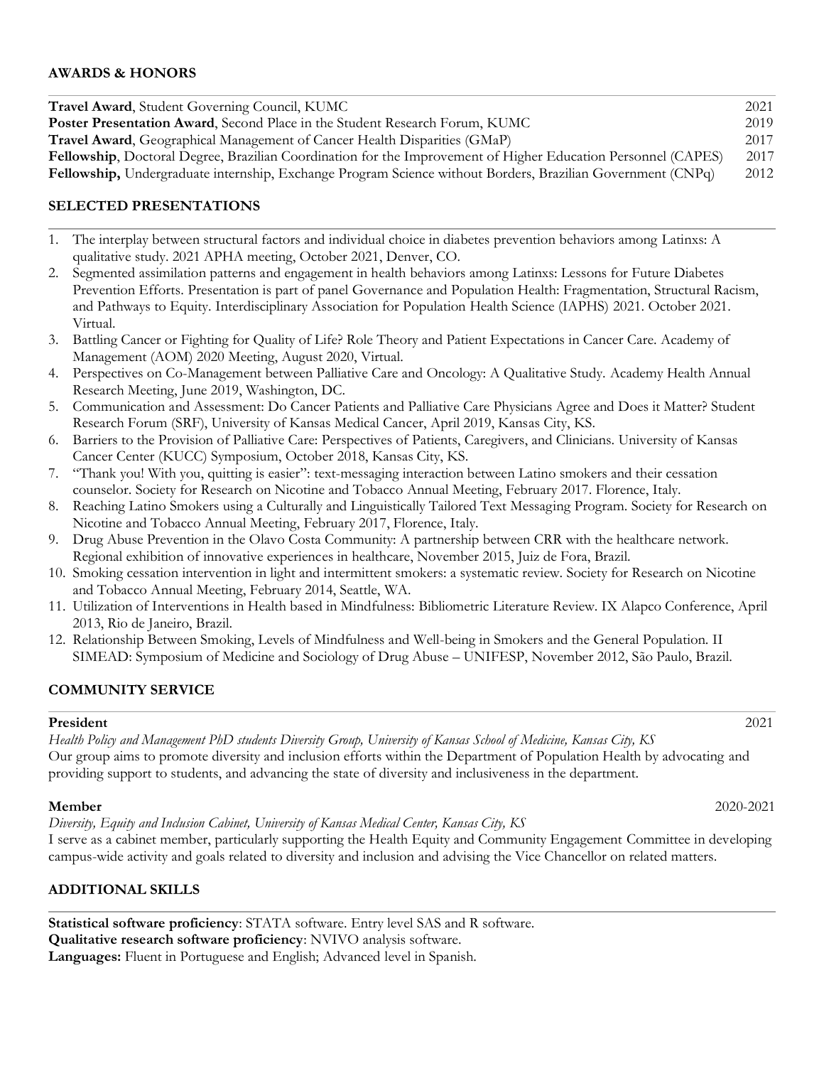## AWARDS & HONORS

**Travel Award**, Student Governing Council, KUMC 2021

**Poster Presentation Award**, Second Place in the Student Research Forum, KUMC 2019

**Travel Award**, Geographical Management of Cancer Health Disparities (GMaP) 2017

**Fellowship**, Doctoral Degree, Brazilian Coordination for the Improvement of Higher Education Personnel (CAPES) 2017

**Fellowship,** Undergraduate internship, Exchange Program Science without Borders, Brazilian Government (CNPq) 2012

## SELECTED PRESENTATIONS

1. The interplay between structural factors and individual choice in diabetes prevention behaviors among Latinxs: A qualitative study. 2021 APHA meeting, October 2021, Denver, CO.
2. Segmented assimilation patterns and engagement in health behaviors among Latinxs: Lessons for Future Diabetes Prevention Efforts. Presentation is part of panel Governance and Population Health: Fragmentation, Structural Racism, and Pathways to Equity. Interdisciplinary Association for Population Health Science (IAPHS) 2021. October 2021. Virtual.
3. Battling Cancer or Fighting for Quality of Life? Role Theory and Patient Expectations in Cancer Care. Academy of Management (AOM) 2020 Meeting, August 2020, Virtual.
4. Perspectives on Co-Management between Palliative Care and Oncology: A Qualitative Study. Academy Health Annual Research Meeting, June 2019, Washington, DC.
5. Communication and Assessment: Do Cancer Patients and Palliative Care Physicians Agree and Does it Matter? Student Research Forum (SRF), University of Kansas Medical Cancer, April 2019, Kansas City, KS.
6. Barriers to the Provision of Palliative Care: Perspectives of Patients, Caregivers, and Clinicians. University of Kansas Cancer Center (KUCC) Symposium, October 2018, Kansas City, KS.
7. "Thank you! With you, quitting is easier": text-messaging interaction between Latino smokers and their cessation counselor. Society for Research on Nicotine and Tobacco Annual Meeting, February 2017. Florence, Italy.
8. Reaching Latino Smokers using a Culturally and Linguistically Tailored Text Messaging Program. Society for Research on Nicotine and Tobacco Annual Meeting, February 2017, Florence, Italy.
9. Drug Abuse Prevention in the Olavo Costa Community: A partnership between CRR with the healthcare network. Regional exhibition of innovative experiences in healthcare, November 2015, Juiz de Fora, Brazil.
10. Smoking cessation intervention in light and intermittent smokers: a systematic review. Society for Research on Nicotine and Tobacco Annual Meeting, February 2014, Seattle, WA.
11. Utilization of Interventions in Health based in Mindfulness: Bibliometric Literature Review. IX Alapco Conference, April 2013, Rio de Janeiro, Brazil.
12. Relationship Between Smoking, Levels of Mindfulness and Well-being in Smokers and the General Population. II SIMEAD: Symposium of Medicine and Sociology of Drug Abuse – UNIFESP, November 2012, São Paulo, Brazil.

## COMMUNITY SERVICE

**President** 2021

*Health Policy and Management PhD students Diversity Group, University of Kansas School of Medicine, Kansas City, KS*

Our group aims to promote diversity and inclusion efforts within the Department of Population Health by advocating and providing support to students, and advancing the state of diversity and inclusiveness in the department.

**Member** 2020-2021

*Diversity, Equity and Inclusion Cabinet, University of Kansas Medical Center, Kansas City, KS*

I serve as a cabinet member, particularly supporting the Health Equity and Community Engagement Committee in developing campus-wide activity and goals related to diversity and inclusion and advising the Vice Chancellor on related matters.

## ADDITIONAL SKILLS

**Statistical software proficiency**: STATA software. Entry level SAS and R software.

**Qualitative research software proficiency**: NVIVO analysis software.

**Languages:** Fluent in Portuguese and English; Advanced level in Spanish.